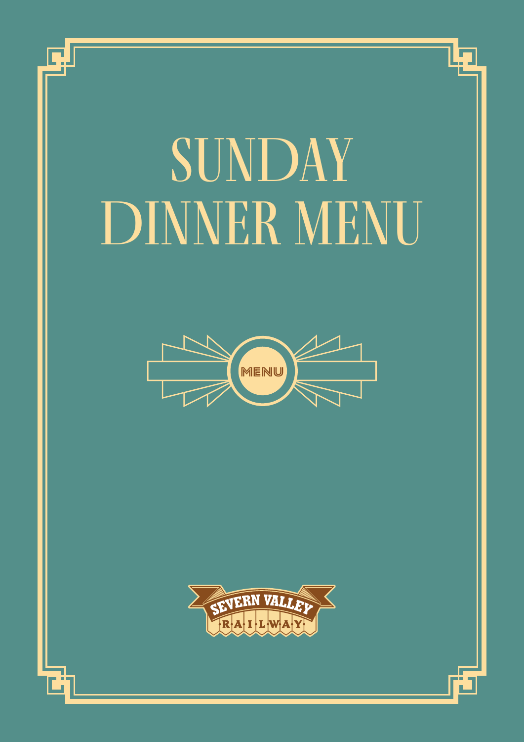# SUNDAY DINNER MENU

MENU

SEVERN VALLEY RAILWAY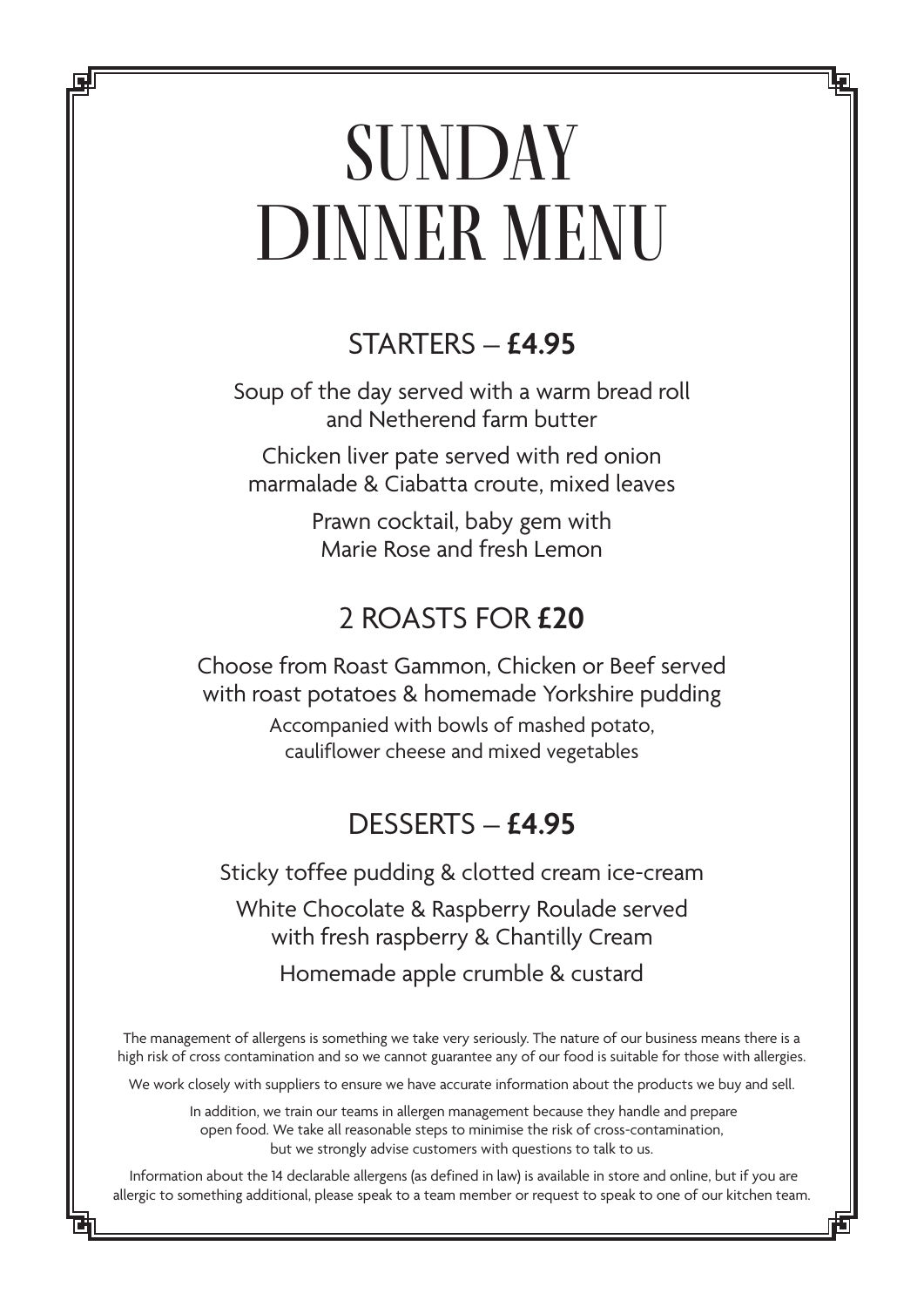# SUNDAY DINNER MENU

## STARTERS – **£4.95**

Soup of the day served with a warm bread roll and Netherend farm butter

Chicken liver pate served with red onion marmalade & Ciabatta croute, mixed leaves

Prawn cocktail, baby gem with Marie Rose and fresh Lemon

## 2 ROASTS FOR **£20**

Choose from Roast Gammon, Chicken or Beef served with roast potatoes & homemade Yorkshire pudding

Accompanied with bowls of mashed potato, cauliflower cheese and mixed vegetables

## DESSERTS – **£4.95**

Sticky toffee pudding & clotted cream ice-cream

White Chocolate & Raspberry Roulade served with fresh raspberry & Chantilly Cream

Homemade apple crumble & custard

The management of allergens is something we take very seriously. The nature of our business means there is a high risk of cross contamination and so we cannot guarantee any of our food is suitable for those with allergies.

We work closely with suppliers to ensure we have accurate information about the products we buy and sell.

In addition, we train our teams in allergen management because they handle and prepare open food. We take all reasonable steps to minimise the risk of cross-contamination, but we strongly advise customers with questions to talk to us.

Information about the 14 declarable allergens (as defined in law) is available in store and online, but if you are allergic to something additional, please speak to a team member or request to speak to one of our kitchen team.